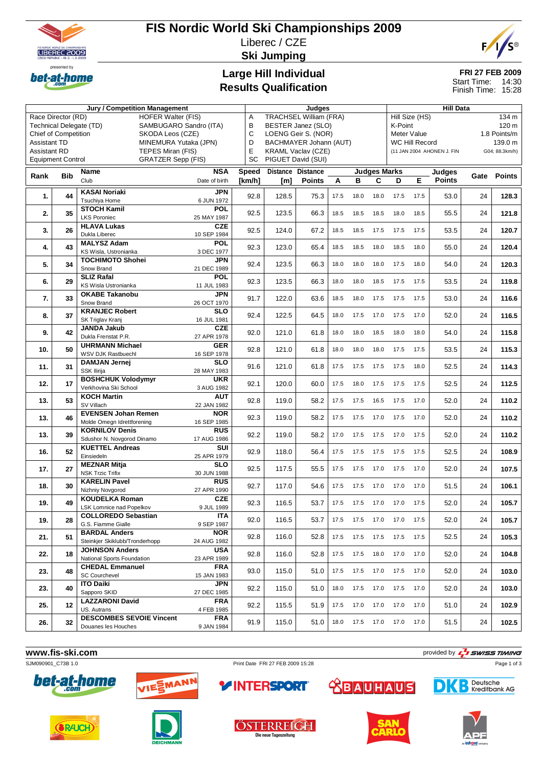# FIS Nordic World Ski Championships 2009

Liberec / CZE

**Ski Jumping**

## Large Hill Individual
## Results Qualification

**FRI 27 FEB 2009**
Start Time: 14:30
Finish Time: 15:28

| Jury / Competition Management | | Judges | | Hill Data | |
|---|---|---|---|---|---|
| Race Director (RD) | HOFER Walter (FIS) | A | TRACHSEL William (FRA) | Hill Size (HS) | 134 m |
| Technical Delegate (TD) | SAMBUGARO Sandro (ITA) | B | BESTER Janez (SLO) | K-Point | 120 m |
| Chief of Competition | SKODA Leos (CZE) | C | LOENG Geir S. (NOR) | Meter Value | 1.8 Points/m |
| Assistant TD | MINEMURA Yutaka (JPN) | D | BACHMAYER Johann (AUT) | WC Hill Record | 139.0 m |
| Assistant RD | TEPES Miran (FIS) | E | KRAML Vaclav (CZE) | (11 JAN 2004 AHONEN J. FIN | G04; 88.3km/h) |
| Equipment Control | GRATZER Sepp (FIS) | SC | PIGUET David (SUI) | | |

| Rank | Bib | Name / Club | NSA / Date of birth | Speed [km/h] | Distance [m] | Distance Points | A | B | C | D | E | Judges Points | Gate | Points |
|---|---|---|---|---|---|---|---|---|---|---|---|---|---|---|
| 1. | 44 | **KASAI Noriaki** Tsuchiya Home | **JPN** 6 JUN 1972 | 92.8 | 128.5 | 75.3 | 17.5 | 18.0 | 18.0 | 17.5 | 17.5 | 53.0 | 24 | **128.3** |
| 2. | 35 | **STOCH Kamil** LKS Poroniec | **POL** 25 MAY 1987 | 92.5 | 123.5 | 66.3 | 18.5 | 18.5 | 18.5 | 18.0 | 18.5 | 55.5 | 24 | **121.8** |
| 3. | 26 | **HLAVA Lukas** Dukla Liberec | **CZE** 10 SEP 1984 | 92.5 | 124.0 | 67.2 | 18.5 | 18.5 | 17.5 | 17.5 | 17.5 | 53.5 | 24 | **120.7** |
| 4. | 43 | **MALYSZ Adam** KS Wisla, Ustronianka | **POL** 3 DEC 1977 | 92.3 | 123.0 | 65.4 | 18.5 | 18.5 | 18.0 | 18.5 | 18.0 | 55.0 | 24 | **120.4** |
| 5. | 34 | **TOCHIMOTO Shohei** Snow Brand | **JPN** 21 DEC 1989 | 92.4 | 123.5 | 66.3 | 18.0 | 18.0 | 18.0 | 17.5 | 18.0 | 54.0 | 24 | **120.3** |
| 6. | 29 | **SLIZ Rafal** KS Wisla Ustronianka | **POL** 11 JUL 1983 | 92.3 | 123.5 | 66.3 | 18.0 | 18.0 | 18.5 | 17.5 | 17.5 | 53.5 | 24 | **119.8** |
| 7. | 33 | **OKABE Takanobu** Snow Brand | **JPN** 26 OCT 1970 | 91.7 | 122.0 | 63.6 | 18.5 | 18.0 | 17.5 | 17.5 | 17.5 | 53.0 | 24 | **116.6** |
| 8. | 37 | **KRANJEC Robert** SK Triglav Kranj | **SLO** 16 JUL 1981 | 92.4 | 122.5 | 64.5 | 18.0 | 17.5 | 17.0 | 17.5 | 17.0 | 52.0 | 24 | **116.5** |
| 9. | 42 | **JANDA Jakub** Dukla Frenstat P.R. | **CZE** 27 APR 1978 | 92.0 | 121.0 | 61.8 | 18.0 | 18.0 | 18.5 | 18.0 | 18.0 | 54.0 | 24 | **115.8** |
| 10. | 50 | **UHRMANN Michael** WSV DJK Rastbuechl | **GER** 16 SEP 1978 | 92.8 | 121.0 | 61.8 | 18.0 | 18.0 | 18.0 | 17.5 | 17.5 | 53.5 | 24 | **115.3** |
| 11. | 31 | **DAMJAN Jernej** SSK Ilirija | **SLO** 28 MAY 1983 | 91.6 | 121.0 | 61.8 | 17.5 | 17.5 | 17.5 | 17.5 | 18.0 | 52.5 | 24 | **114.3** |
| 12. | 17 | **BOSHCHUK Volodymyr** Verkhovina Ski School | **UKR** 3 AUG 1982 | 92.1 | 120.0 | 60.0 | 17.5 | 18.0 | 17.5 | 17.5 | 17.5 | 52.5 | 24 | **112.5** |
| 13. | 53 | **KOCH Martin** SV Villach | **AUT** 22 JAN 1982 | 92.8 | 119.0 | 58.2 | 17.5 | 17.5 | 16.5 | 17.5 | 17.0 | 52.0 | 24 | **110.2** |
| 13. | 46 | **EVENSEN Johan Remen** Molde Omegn Idrettforening | **NOR** 16 SEP 1985 | 92.3 | 119.0 | 58.2 | 17.5 | 17.5 | 17.0 | 17.5 | 17.0 | 52.0 | 24 | **110.2** |
| 13. | 39 | **KORNILOV Denis** Sdushor N. Novgorod Dinamo | **RUS** 17 AUG 1986 | 92.2 | 119.0 | 58.2 | 17.0 | 17.5 | 17.5 | 17.0 | 17.5 | 52.0 | 24 | **110.2** |
| 16. | 52 | **KUETTEL Andreas** Einsiedeln | **SUI** 25 APR 1979 | 92.9 | 118.0 | 56.4 | 17.5 | 17.5 | 17.5 | 17.5 | 17.5 | 52.5 | 24 | **108.9** |
| 17. | 27 | **MEZNAR Mitja** NSK Trzic Trifix | **SLO** 30 JUN 1988 | 92.5 | 117.5 | 55.5 | 17.5 | 17.5 | 17.0 | 17.5 | 17.0 | 52.0 | 24 | **107.5** |
| 18. | 30 | **KARELIN Pavel** Nizhniy Novgorod | **RUS** 27 APR 1990 | 92.7 | 117.0 | 54.6 | 17.5 | 17.5 | 17.0 | 17.0 | 17.0 | 51.5 | 24 | **106.1** |
| 19. | 49 | **KOUDELKA Roman** LSK Lomnice nad Popelkov | **CZE** 9 JUL 1989 | 92.3 | 116.5 | 53.7 | 17.5 | 17.5 | 17.0 | 17.0 | 17.5 | 52.0 | 24 | **105.7** |
| 19. | 28 | **COLLOREDO Sebastian** G.S. Fiamme Gialle | **ITA** 9 SEP 1987 | 92.0 | 116.5 | 53.7 | 17.5 | 17.5 | 17.0 | 17.0 | 17.5 | 52.0 | 24 | **105.7** |
| 21. | 51 | **BARDAL Anders** Steinkjer Skiklubb/Tronderhopp | **NOR** 24 AUG 1982 | 92.8 | 116.0 | 52.8 | 17.5 | 17.5 | 17.5 | 17.5 | 17.5 | 52.5 | 24 | **105.3** |
| 22. | 18 | **JOHNSON Anders** National Sports Foundation | **USA** 23 APR 1989 | 92.8 | 116.0 | 52.8 | 17.5 | 17.5 | 18.0 | 17.0 | 17.0 | 52.0 | 24 | **104.8** |
| 23. | 48 | **CHEDAL Emmanuel** SC Courchevel | **FRA** 15 JAN 1983 | 93.0 | 115.0 | 51.0 | 17.5 | 17.5 | 17.0 | 17.5 | 17.0 | 52.0 | 24 | **103.0** |
| 23. | 40 | **ITO Daiki** Sapporo SKID | **JPN** 27 DEC 1985 | 92.2 | 115.0 | 51.0 | 18.0 | 17.5 | 17.0 | 17.5 | 17.0 | 52.0 | 24 | **103.0** |
| 25. | 12 | **LAZZARONI David** US. Autrans | **FRA** 4 FEB 1985 | 92.2 | 115.5 | 51.9 | 17.5 | 17.0 | 17.0 | 17.0 | 17.0 | 51.0 | 24 | **102.9** |
| 26. | 32 | **DESCOMBES SEVOIE Vincent** Douanes les Houches | **FRA** 9 JAN 1984 | 91.9 | 115.0 | 51.0 | 18.0 | 17.5 | 17.0 | 17.0 | 17.0 | 51.5 | 24 | **102.5** |

www.fis-ski.com

SJM090901_C73B 1.0 Print Date FRI 27 FEB 2009 15:28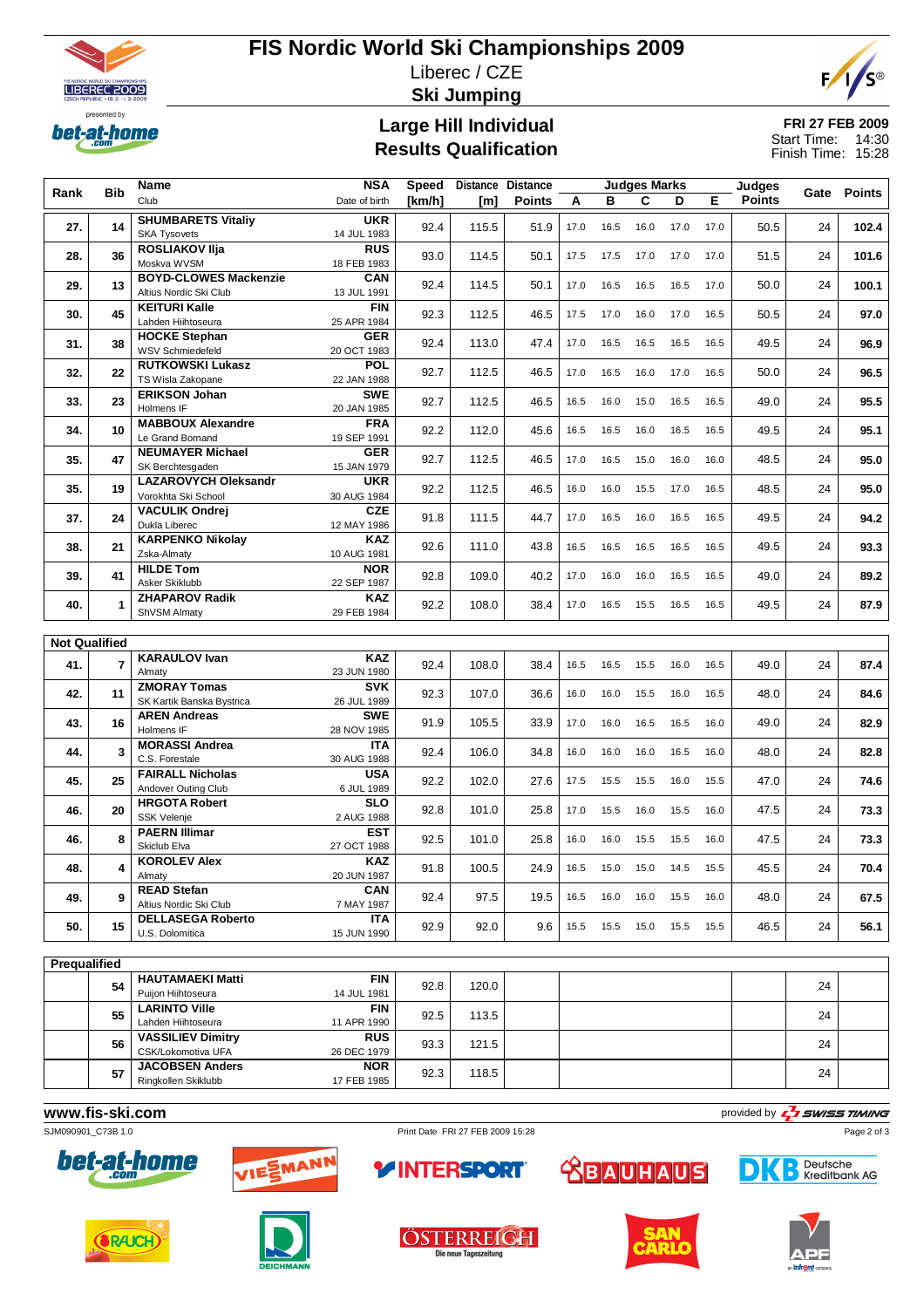# FIS Nordic World Ski Championships 2009

Liberec / CZE

**Ski Jumping**

## Large Hill Individual
## Results Qualification

**FRI 27 FEB 2009**
Start Time: 14:30
Finish Time: 15:28

| Rank | Bib | Name / Club | NSA / Date of birth | Speed [km/h] | Distance [m] | Distance Points | A | B | C | D | E | Judges Points | Gate | Points |
|---|---|---|---|---|---|---|---|---|---|---|---|---|---|---|
| 27. | 14 | **SHUMBARETS Vitaliy** SKA Tysovets | **UKR** 14 JUL 1983 | 92.4 | 115.5 | 51.9 | 17.0 | 16.5 | 16.0 | 17.0 | 17.0 | 50.5 | 24 | **102.4** |
| 28. | 36 | **ROSLIAKOV Ilja** Moskva WVSM | **RUS** 18 FEB 1983 | 93.0 | 114.5 | 50.1 | 17.5 | 17.5 | 17.0 | 17.0 | 17.0 | 51.5 | 24 | **101.6** |
| 29. | 13 | **BOYD-CLOWES Mackenzie** Altius Nordic Ski Club | **CAN** 13 JUL 1991 | 92.4 | 114.5 | 50.1 | 17.0 | 16.5 | 16.5 | 16.5 | 17.0 | 50.0 | 24 | **100.1** |
| 30. | 45 | **KEITURI Kalle** Lahden Hiihtoseura | **FIN** 25 APR 1984 | 92.3 | 112.5 | 46.5 | 17.5 | 17.0 | 16.0 | 17.0 | 16.5 | 50.5 | 24 | **97.0** |
| 31. | 38 | **HOCKE Stephan** WSV Schmiedefeld | **GER** 20 OCT 1983 | 92.4 | 113.0 | 47.4 | 17.0 | 16.5 | 16.5 | 16.5 | 16.5 | 49.5 | 24 | **96.9** |
| 32. | 22 | **RUTKOWSKI Lukasz** TS Wisla Zakopane | **POL** 22 JAN 1988 | 92.7 | 112.5 | 46.5 | 17.0 | 16.5 | 16.0 | 17.0 | 16.5 | 50.0 | 24 | **96.5** |
| 33. | 23 | **ERIKSON Johan** Holmens IF | **SWE** 20 JAN 1985 | 92.7 | 112.5 | 46.5 | 16.5 | 16.0 | 15.0 | 16.5 | 16.5 | 49.0 | 24 | **95.5** |
| 34. | 10 | **MABBOUX Alexandre** Le Grand Bornand | **FRA** 19 SEP 1991 | 92.2 | 112.0 | 45.6 | 16.5 | 16.5 | 16.0 | 16.5 | 16.5 | 49.5 | 24 | **95.1** |
| 35. | 47 | **NEUMAYER Michael** SK Berchtesgaden | **GER** 15 JAN 1979 | 92.7 | 112.5 | 46.5 | 17.0 | 16.5 | 15.0 | 16.0 | 16.0 | 48.5 | 24 | **95.0** |
| 35. | 19 | **LAZAROVYCH Oleksandr** Vorokhta Ski School | **UKR** 30 AUG 1984 | 92.2 | 112.5 | 46.5 | 16.0 | 16.0 | 15.5 | 17.0 | 16.5 | 48.5 | 24 | **95.0** |
| 37. | 24 | **VACULIK Ondrej** Dukla Liberec | **CZE** 12 MAY 1986 | 91.8 | 111.5 | 44.7 | 17.0 | 16.5 | 16.0 | 16.5 | 16.5 | 49.5 | 24 | **94.2** |
| 38. | 21 | **KARPENKO Nikolay** Zska-Almaty | **KAZ** 10 AUG 1981 | 92.6 | 111.0 | 43.8 | 16.5 | 16.5 | 16.5 | 16.5 | 16.5 | 49.5 | 24 | **93.3** |
| 39. | 41 | **HILDE Tom** Asker Skiklubb | **NOR** 22 SEP 1987 | 92.8 | 109.0 | 40.2 | 17.0 | 16.0 | 16.0 | 16.5 | 16.5 | 49.0 | 24 | **89.2** |
| 40. | 1 | **ZHAPAROV Radik** ShVSM Almaty | **KAZ** 29 FEB 1984 | 92.2 | 108.0 | 38.4 | 17.0 | 16.5 | 15.5 | 16.5 | 16.5 | 49.5 | 24 | **87.9** |

**Not Qualified**

| Rank | Bib | Name / Club | NSA / Date of birth | Speed [km/h] | Distance [m] | Distance Points | A | B | C | D | E | Judges Points | Gate | Points |
|---|---|---|---|---|---|---|---|---|---|---|---|---|---|---|
| 41. | 7 | **KARAULOV Ivan** Almaty | **KAZ** 23 JUN 1980 | 92.4 | 108.0 | 38.4 | 16.5 | 16.5 | 15.5 | 16.0 | 16.5 | 49.0 | 24 | **87.4** |
| 42. | 11 | **ZMORAY Tomas** SK Kartik Banska Bystrica | **SVK** 26 JUL 1989 | 92.3 | 107.0 | 36.6 | 16.0 | 16.0 | 15.5 | 16.0 | 16.5 | 48.0 | 24 | **84.6** |
| 43. | 16 | **AREN Andreas** Holmens IF | **SWE** 28 NOV 1985 | 91.9 | 105.5 | 33.9 | 17.0 | 16.0 | 16.5 | 16.5 | 16.0 | 49.0 | 24 | **82.9** |
| 44. | 3 | **MORASSI Andrea** C.S. Forestale | **ITA** 30 AUG 1988 | 92.4 | 106.0 | 34.8 | 16.0 | 16.0 | 16.0 | 16.5 | 16.0 | 48.0 | 24 | **82.8** |
| 45. | 25 | **FAIRALL Nicholas** Andover Outing Club | **USA** 6 JUL 1989 | 92.2 | 102.0 | 27.6 | 17.5 | 15.5 | 15.5 | 16.0 | 15.5 | 47.0 | 24 | **74.6** |
| 46. | 20 | **HRGOTA Robert** SSK Velenje | **SLO** 2 AUG 1988 | 92.8 | 101.0 | 25.8 | 17.0 | 15.5 | 16.0 | 15.5 | 16.0 | 47.5 | 24 | **73.3** |
| 46. | 8 | **PAERN Illimar** Skiclub Elva | **EST** 27 OCT 1988 | 92.5 | 101.0 | 25.8 | 16.0 | 16.0 | 15.5 | 15.5 | 16.0 | 47.5 | 24 | **73.3** |
| 48. | 4 | **KOROLEV Alex** Almaty | **KAZ** 20 JUN 1987 | 91.8 | 100.5 | 24.9 | 16.5 | 15.0 | 15.0 | 14.5 | 15.5 | 45.5 | 24 | **70.4** |
| 49. | 9 | **READ Stefan** Altius Nordic Ski Club | **CAN** 7 MAY 1987 | 92.4 | 97.5 | 19.5 | 16.5 | 16.0 | 16.0 | 15.5 | 16.0 | 48.0 | 24 | **67.5** |
| 50. | 15 | **DELLASEGA Roberto** U.S. Dolomitica | **ITA** 15 JUN 1990 | 92.9 | 92.0 | 9.6 | 15.5 | 15.5 | 15.0 | 15.5 | 15.5 | 46.5 | 24 | **56.1** |

**Prequalified**

| Rank | Bib | Name / Club | NSA / Date of birth | Speed [km/h] | Distance [m] | Distance Points | A | B | C | D | E | Judges Points | Gate | Points |
|---|---|---|---|---|---|---|---|---|---|---|---|---|---|---|
| | 54 | **HAUTAMAEKI Matti** Puijon Hiihtoseura | **FIN** 14 JUL 1981 | 92.8 | 120.0 | | | | | | | | 24 | |
| | 55 | **LARINTO Ville** Lahden Hiihtoseura | **FIN** 11 APR 1990 | 92.5 | 113.5 | | | | | | | | 24 | |
| | 56 | **VASSILIEV Dimitry** CSK/Lokomotiva UFA | **RUS** 26 DEC 1979 | 93.3 | 121.5 | | | | | | | | 24 | |
| | 57 | **JACOBSEN Anders** Ringkollen Skiklubb | **NOR** 17 FEB 1985 | 92.3 | 118.5 | | | | | | | | 24 | |

www.fis-ski.com

SJM090901_C73B 1.0 — Print Date FRI 27 FEB 2009 15:28 — provided by SWISS TIMING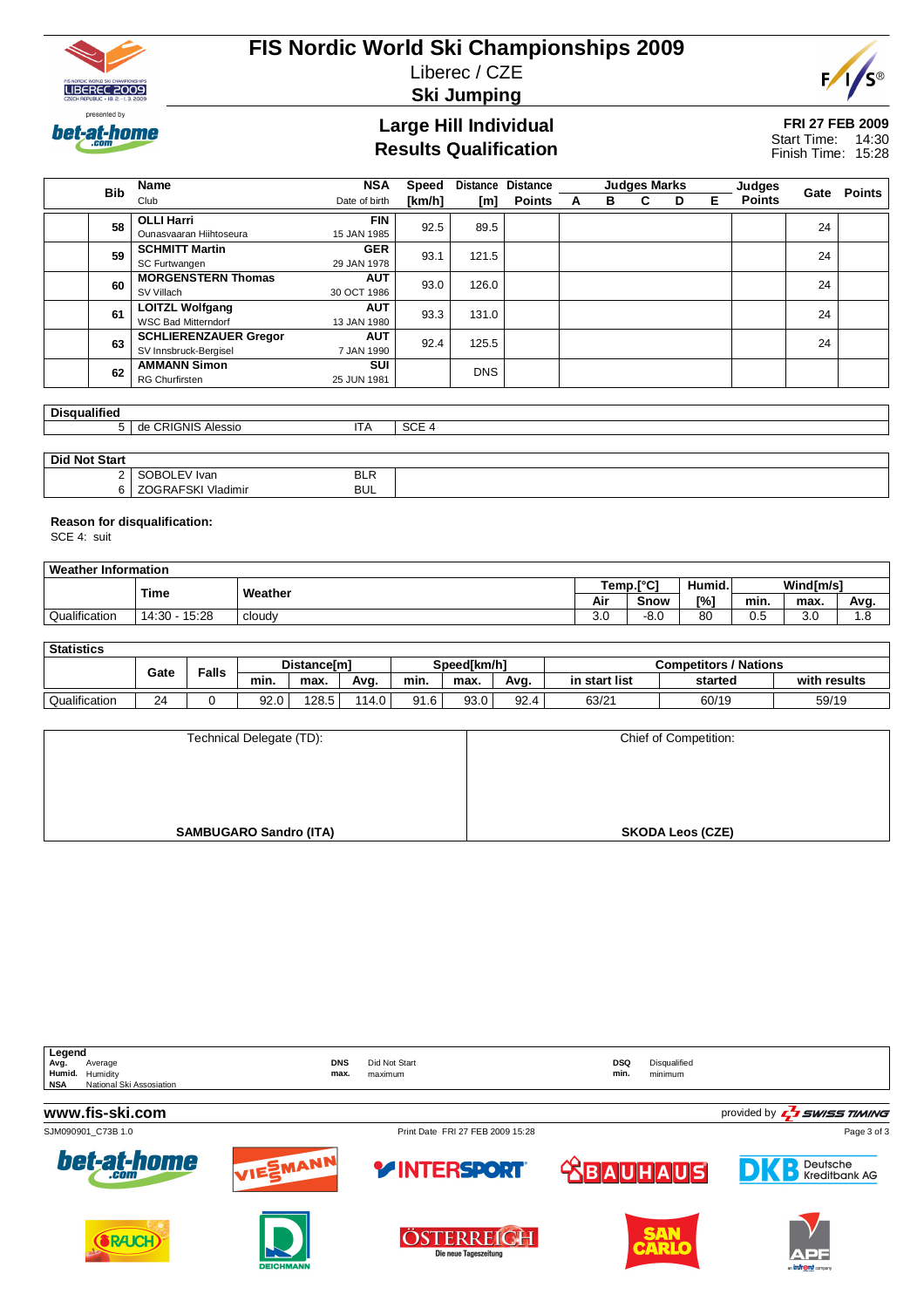# FIS Nordic World Ski Championships 2009

Liberec / CZE

**Ski Jumping**

## Large Hill Individual
## Results Qualification

**FRI 27 FEB 2009**
Start Time: 14:30
Finish Time: 15:28

| Bib | Name / Club | NSA / Date of birth | Speed [km/h] | Distance [m] | Distance Points | A | B | C | D | E | Judges Points | Gate | Points |
|---|---|---|---|---|---|---|---|---|---|---|---|---|---|
| 58 | **OLLI Harri** Ounasvaaran Hiihtoseura | **FIN** 15 JAN 1985 | 92.5 | 89.5 | | | | | | | | 24 | |
| 59 | **SCHMITT Martin** SC Furtwangen | **GER** 29 JAN 1978 | 93.1 | 121.5 | | | | | | | | 24 | |
| 60 | **MORGENSTERN Thomas** SV Villach | **AUT** 30 OCT 1986 | 93.0 | 126.0 | | | | | | | | 24 | |
| 61 | **LOITZL Wolfgang** WSC Bad Mitterndorf | **AUT** 13 JAN 1980 | 93.3 | 131.0 | | | | | | | | 24 | |
| 63 | **SCHLIERENZAUER Gregor** SV Innsbruck-Bergisel | **AUT** 7 JAN 1990 | 92.4 | 125.5 | | | | | | | | 24 | |
| 62 | **AMMANN Simon** RG Churfirsten | **SUI** 25 JUN 1981 | | DNS | | | | | | | | | |

**Disqualified**

| | | | |
|---|---|---|---|
| 5 | de CRIGNIS Alessio | ITA | SCE 4 |

**Did Not Start**

| | | |
|---|---|---|
| 2 | SOBOLEV Ivan | BLR |
| 6 | ZOGRAFSKI Vladimir | BUL |

**Reason for disqualification:**

SCE 4: suit

**Weather Information**

| | Time | Weather | Temp.[°C] Air | Temp.[°C] Snow | Humid. [%] | Wind[m/s] min. | Wind[m/s] max. | Wind[m/s] Avg. |
|---|---|---|---|---|---|---|---|---|
| Qualification | 14:30 - 15:28 | cloudy | 3.0 | -8.0 | 80 | 0.5 | 3.0 | 1.8 |

**Statistics**

| | Gate | Falls | Distance[m] min. | Distance[m] max. | Distance[m] Avg. | Speed[km/h] min. | Speed[km/h] max. | Speed[km/h] Avg. | Competitors / Nations in start list | Competitors / Nations started | Competitors / Nations with results |
|---|---|---|---|---|---|---|---|---|---|---|---|
| Qualification | 24 | 0 | 92.0 | 128.5 | 114.0 | 91.6 | 93.0 | 92.4 | 63/21 | 60/19 | 59/19 |

| Technical Delegate (TD): | Chief of Competition: |
|---|---|
| **SAMBUGARO Sandro (ITA)** | **SKODA Leos (CZE)** |

**Legend**

| | | | | | |
|---|---|---|---|---|---|
| **Avg.** | Average | **DNS** | Did Not Start | **DSQ** | Disqualified |
| **Humid.** | Humidity | **max.** | maximum | **min.** | minimum |
| **NSA** | National Ski Assosiation | | | | |

SJM090901_C73B 1.0 — Print Date FRI 27 FEB 2009 15:28